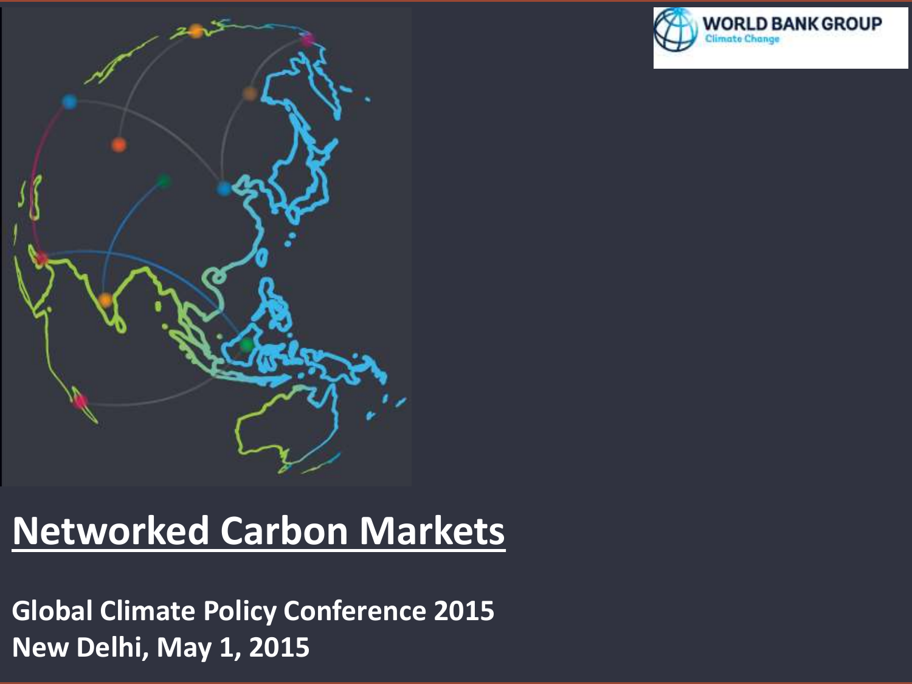WORLD BANK GROUP
Climate Change

# Networked Carbon Markets

**Global Climate Policy Conference 2015**
**New Delhi, May 1, 2015**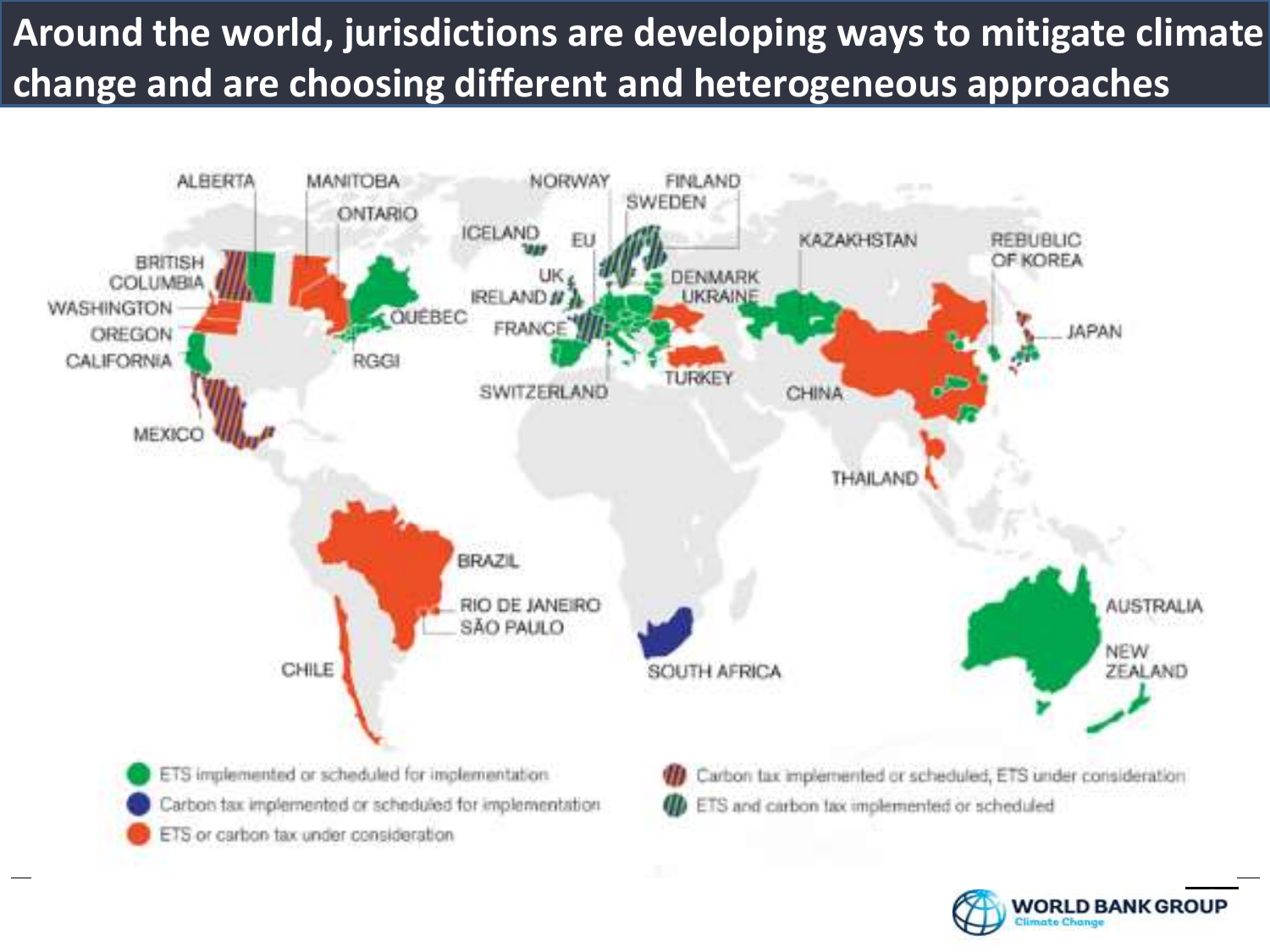# Around the world, jurisdictions are developing ways to mitigate climate change and are choosing different and heterogeneous approaches

ALBERTA, MANITOBA, ONTARIO, NORWAY, FINLAND, SWEDEN, ICELAND, EU, BRITISH COLUMBIA, UK, DENMARK, IRELAND, UKRAINE, KAZAKHSTAN, REBUBLIC OF KOREA, WASHINGTON, QUÉBEC, FRANCE, JAPAN, OREGON, CALIFORNIA, RGGI, TURKEY, SWITZERLAND, CHINA, MEXICO, THAILAND, BRAZIL, RIO DE JANEIRO, SÃO PAULO, AUSTRALIA, CHILE, SOUTH AFRICA, NEW ZEALAND

- ETS implemented or scheduled for implementation
- Carbon tax implemented or scheduled for implementation
- ETS or carbon tax under consideration
- Carbon tax implemented or scheduled, ETS under consideration
- ETS and carbon tax implemented or scheduled

WORLD BANK GROUP
Climate Change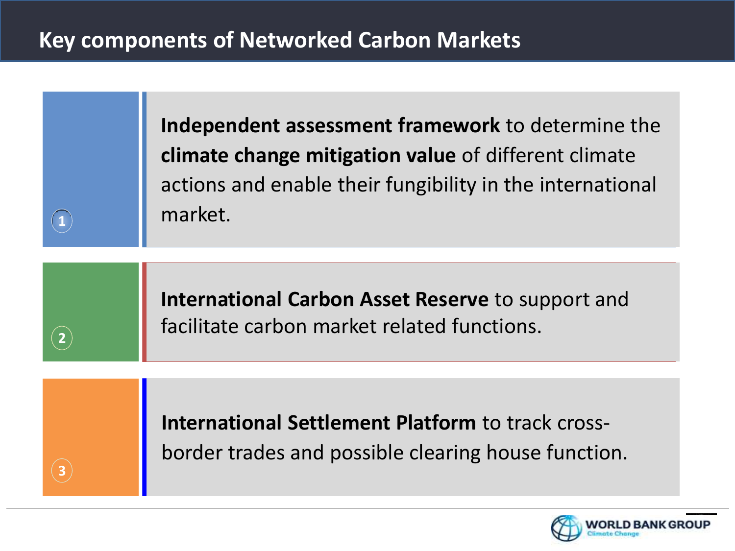# Key components of Networked Carbon Markets

1. **Independent assessment framework** to determine the **climate change mitigation value** of different climate actions and enable their fungibility in the international market.

2. **International Carbon Asset Reserve** to support and facilitate carbon market related functions.

3. **International Settlement Platform** to track cross-border trades and possible clearing house function.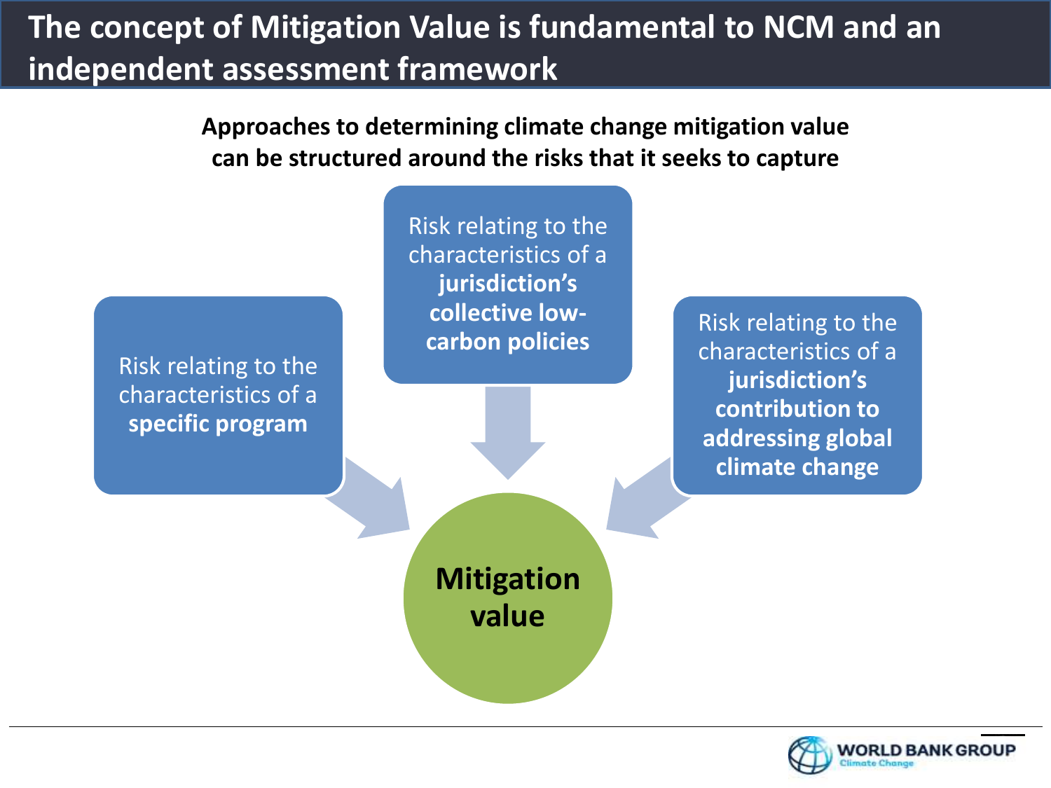# The concept of Mitigation Value is fundamental to NCM and an independent assessment framework

**Approaches to determining climate change mitigation value can be structured around the risks that it seeks to capture**

Risk relating to the characteristics of a **specific program**

Risk relating to the characteristics of a **jurisdiction's collective low-carbon policies**

Risk relating to the characteristics of a **jurisdiction's contribution to addressing global climate change**

**Mitigation value**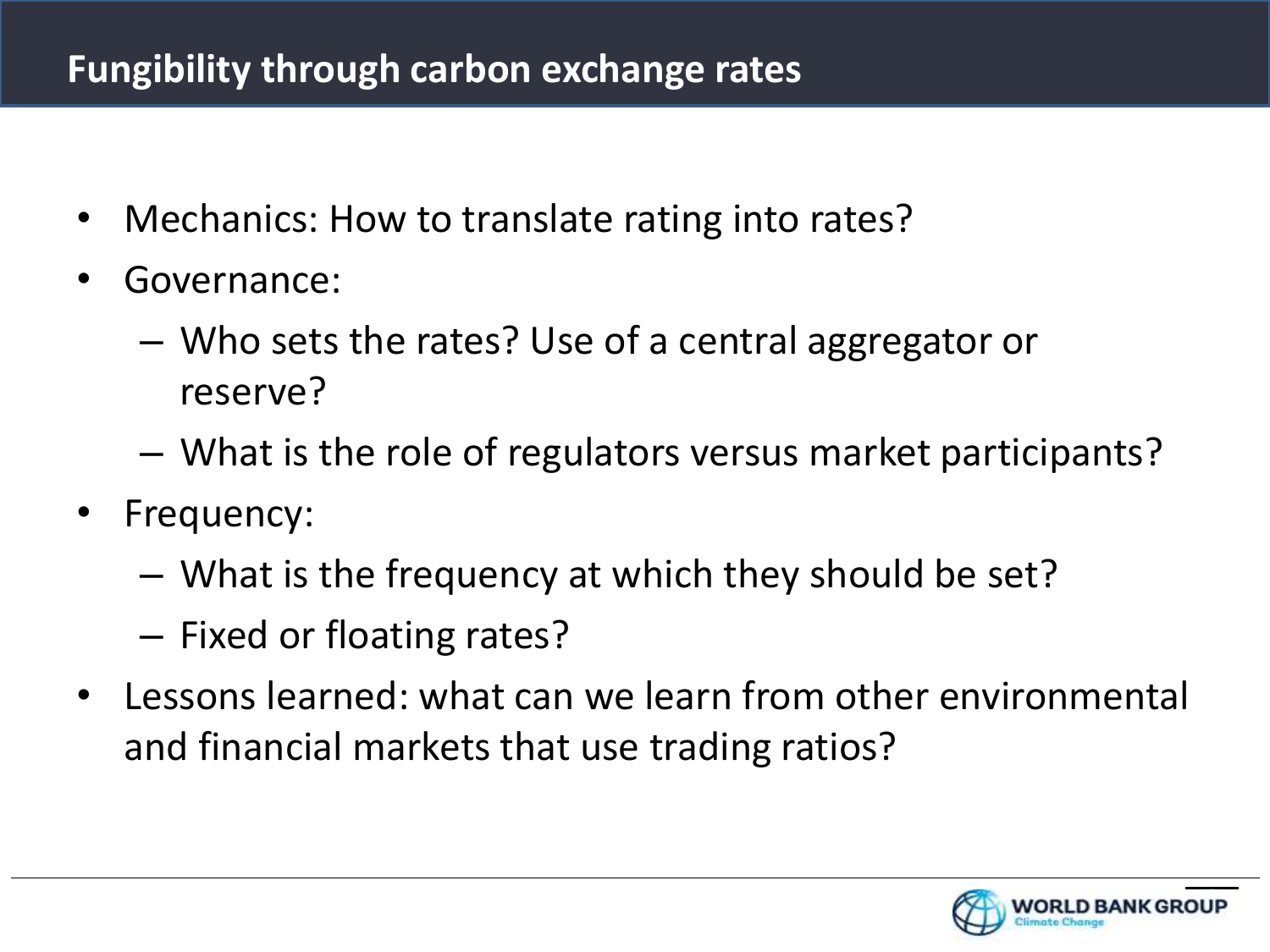# Fungibility through carbon exchange rates

- Mechanics: How to translate rating into rates?
- Governance:
  - Who sets the rates? Use of a central aggregator or reserve?
  - What is the role of regulators versus market participants?
- Frequency:
  - What is the frequency at which they should be set?
  - Fixed or floating rates?
- Lessons learned: what can we learn from other environmental and financial markets that use trading ratios?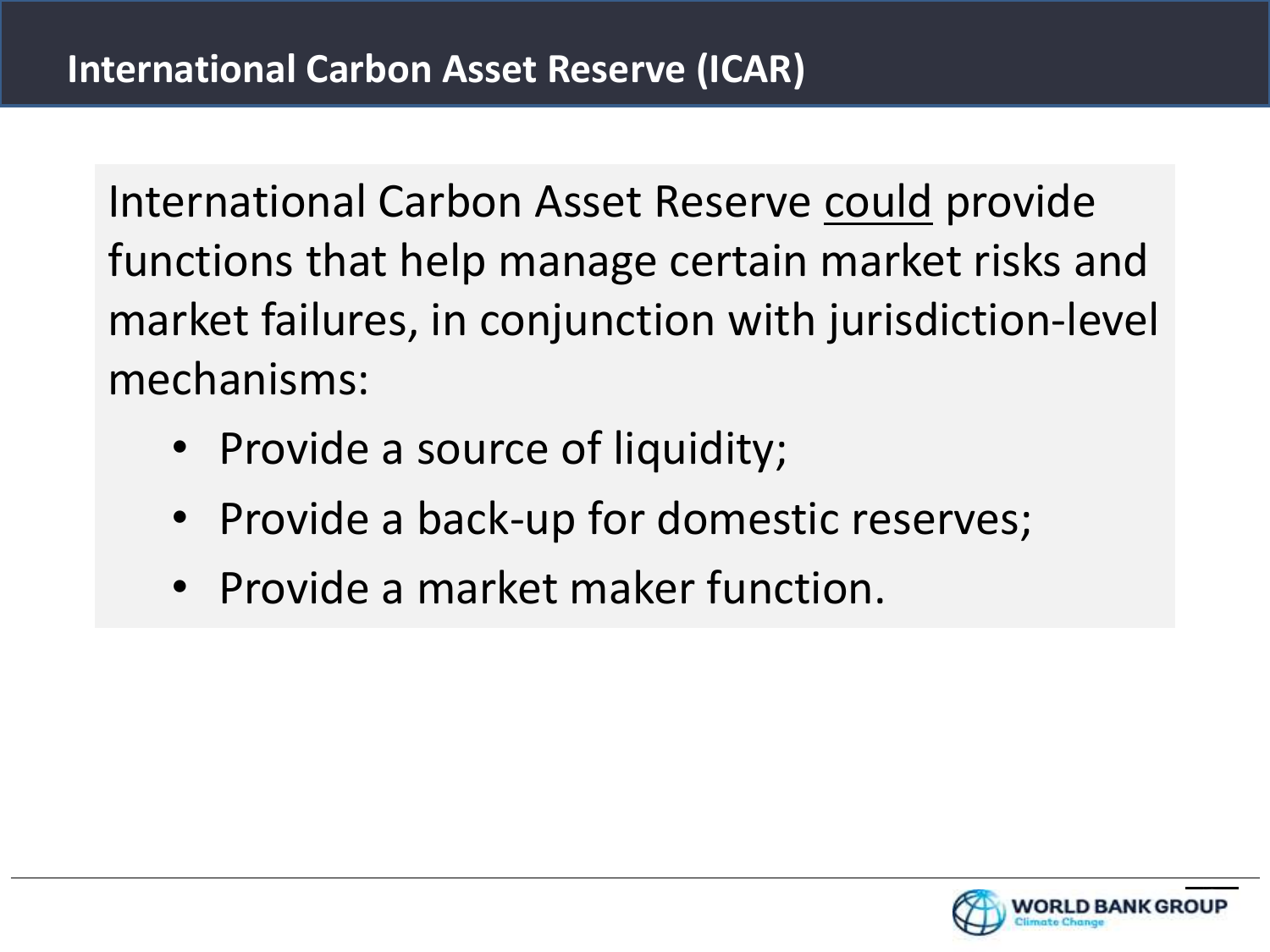# International Carbon Asset Reserve (ICAR)

International Carbon Asset Reserve could provide functions that help manage certain market risks and market failures, in conjunction with jurisdiction-level mechanisms:

- Provide a source of liquidity;
- Provide a back-up for domestic reserves;
- Provide a market maker function.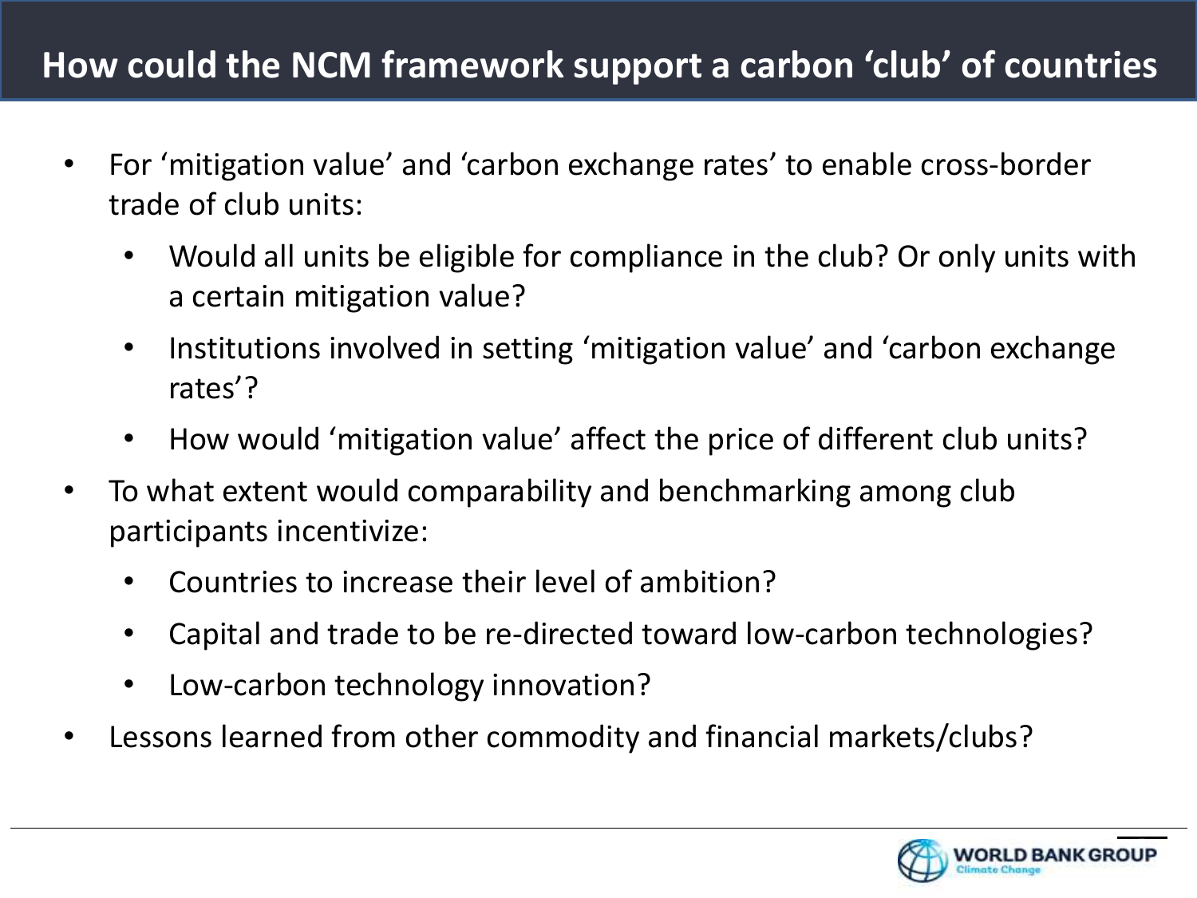# How could the NCM framework support a carbon 'club' of countries

- For 'mitigation value' and 'carbon exchange rates' to enable cross-border trade of club units:
  - Would all units be eligible for compliance in the club? Or only units with a certain mitigation value?
  - Institutions involved in setting 'mitigation value' and 'carbon exchange rates'?
  - How would 'mitigation value' affect the price of different club units?
- To what extent would comparability and benchmarking among club participants incentivize:
  - Countries to increase their level of ambition?
  - Capital and trade to be re-directed toward low-carbon technologies?
  - Low-carbon technology innovation?
- Lessons learned from other commodity and financial markets/clubs?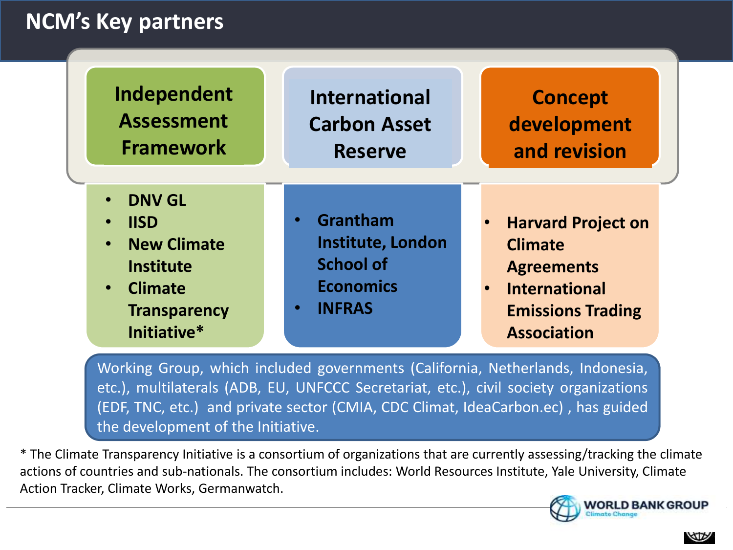# NCM's Key partners

## Independent Assessment Framework

- DNV GL
- IISD
- New Climate Institute
- Climate Transparency Initiative*

## International Carbon Asset Reserve

- Grantham Institute, London School of Economics
- INFRAS

## Concept development and revision

- Harvard Project on Climate Agreements
- International Emissions Trading Association

Working Group, which included governments (California, Netherlands, Indonesia, etc.), multilaterals (ADB, EU, UNFCCC Secretariat, etc.), civil society organizations (EDF, TNC, etc.) and private sector (CMIA, CDC Climat, IdeaCarbon.ec) , has guided the development of the Initiative.

* The Climate Transparency Initiative is a consortium of organizations that are currently assessing/tracking the climate actions of countries and sub-nationals. The consortium includes: World Resources Institute, Yale University, Climate Action Tracker, Climate Works, Germanwatch.

WORLD BANK GROUP
Climate Change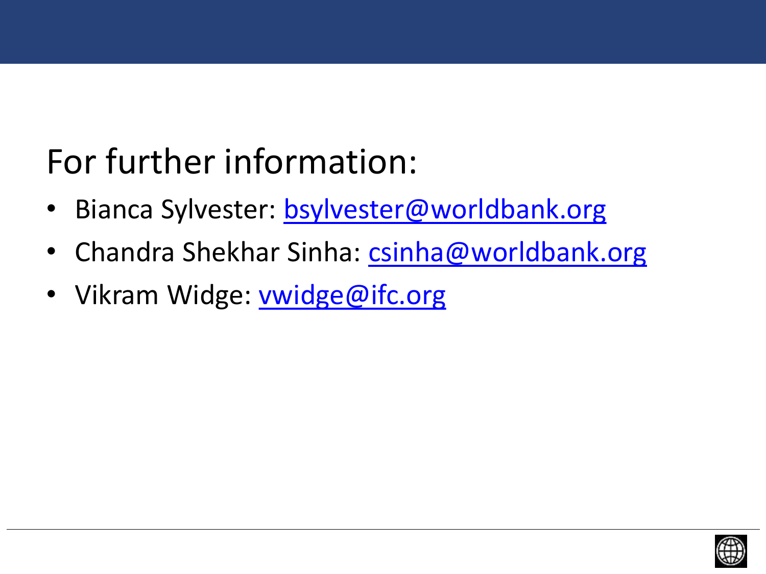# For further information:

- Bianca Sylvester: bsylvester@worldbank.org
- Chandra Shekhar Sinha: csinha@worldbank.org
- Vikram Widge: vwidge@ifc.org